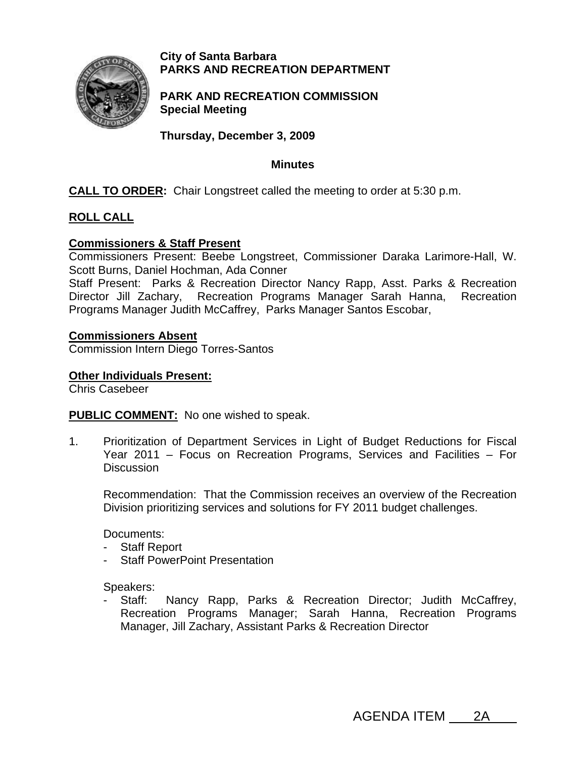**City of Santa Barbara**
**PARKS AND RECREATION DEPARTMENT**

**PARK AND RECREATION COMMISSION**
**Special Meeting**

**Thursday, December 3, 2009**

**Minutes**

**CALL TO ORDER:** Chair Longstreet called the meeting to order at 5:30 p.m.

**ROLL CALL**

**Commissioners & Staff Present**
Commissioners Present: Beebe Longstreet, Commissioner Daraka Larimore-Hall, W. Scott Burns, Daniel Hochman, Ada Conner
Staff Present: Parks & Recreation Director Nancy Rapp, Asst. Parks & Recreation Director Jill Zachary, Recreation Programs Manager Sarah Hanna, Recreation Programs Manager Judith McCaffrey, Parks Manager Santos Escobar,

**Commissioners Absent**
Commission Intern Diego Torres-Santos

**Other Individuals Present:**
Chris Casebeer

**PUBLIC COMMENT:** No one wished to speak.

1. Prioritization of Department Services in Light of Budget Reductions for Fiscal Year 2011 – Focus on Recreation Programs, Services and Facilities – For Discussion

   Recommendation: That the Commission receives an overview of the Recreation Division prioritizing services and solutions for FY 2011 budget challenges.

   Documents:
   - Staff Report
   - Staff PowerPoint Presentation

   Speakers:
   - Staff: Nancy Rapp, Parks & Recreation Director; Judith McCaffrey, Recreation Programs Manager; Sarah Hanna, Recreation Programs Manager, Jill Zachary, Assistant Parks & Recreation Director

AGENDA ITEM 2A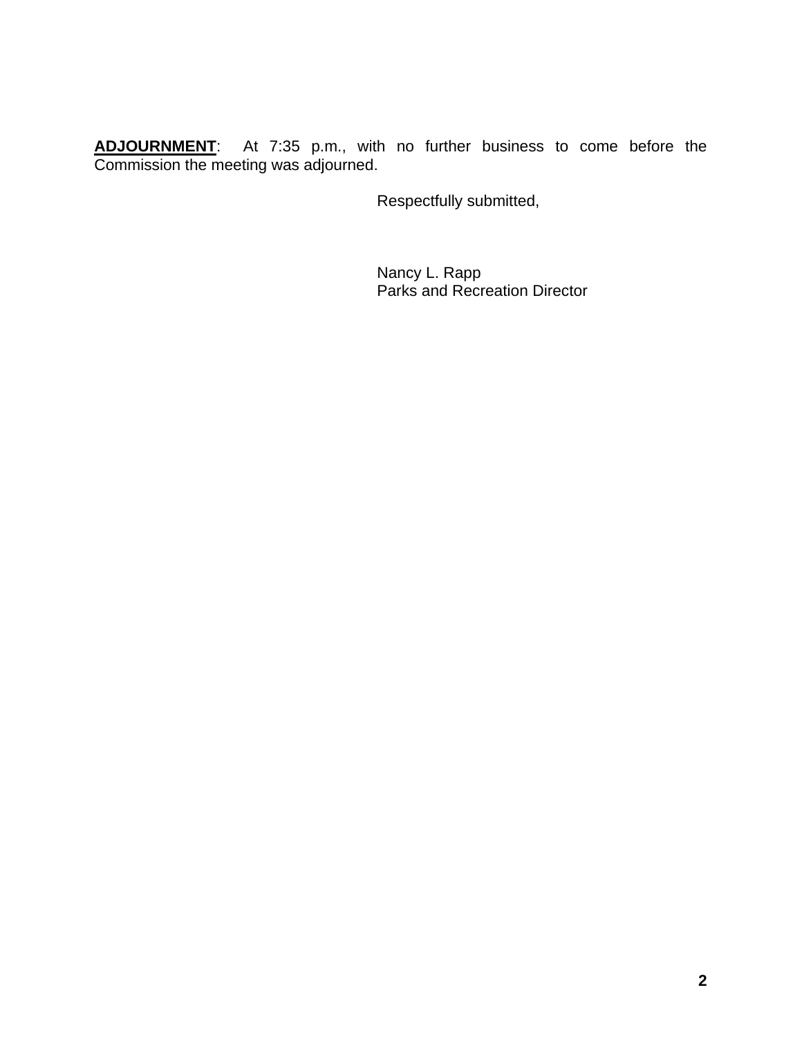**ADJOURNMENT**: At 7:35 p.m., with no further business to come before the Commission the meeting was adjourned.

Respectfully submitted,

Nancy L. Rapp
Parks and Recreation Director